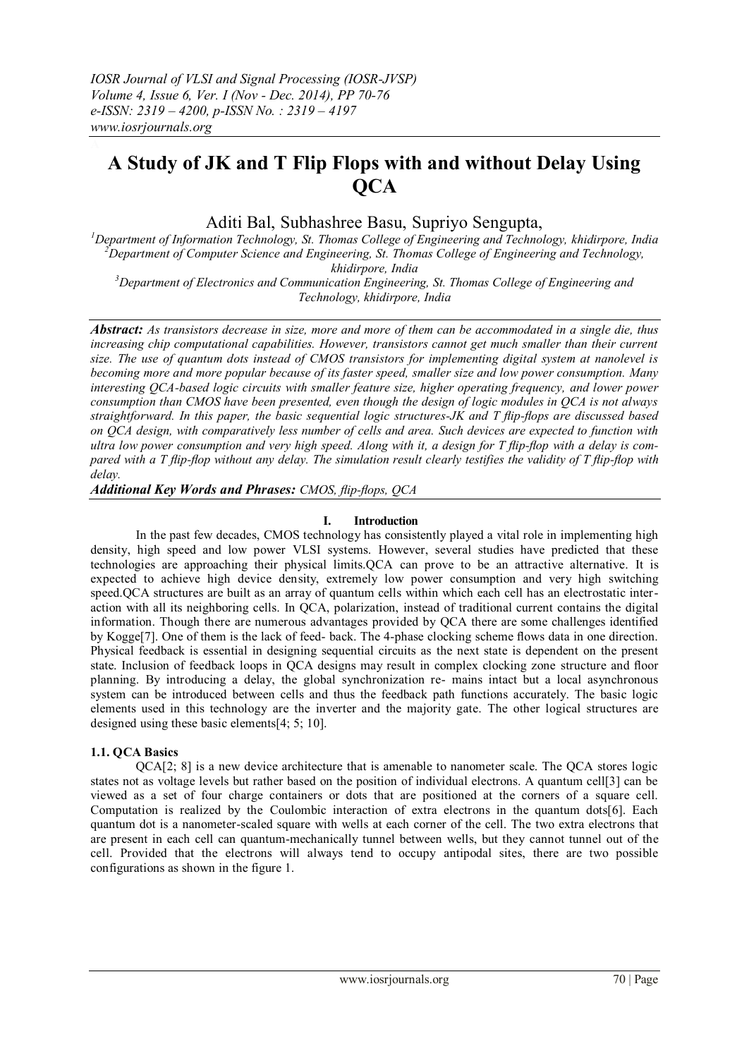# A Study of JK and T Flip Flops with and without Delay Using QCA

Aditi Bal, Subhashree Basu, Supriyo Sengupta,

[1]Department of Information Technology, St. Thomas College of Engineering and Technology, khidirpore, India
[2]Department of Computer Science and Engineering, St. Thomas College of Engineering and Technology, khidirpore, India
[3]Department of Electronics and Communication Engineering, St. Thomas College of Engineering and Technology, khidirpore, India

***Abstract:*** *As transistors decrease in size, more and more of them can be accommodated in a single die, thus increasing chip computational capabilities. However, transistors cannot get much smaller than their current size. The use of quantum dots instead of CMOS transistors for implementing digital system at nanolevel is becoming more and more popular because of its faster speed, smaller size and low power consumption. Many interesting QCA-based logic circuits with smaller feature size, higher operating frequency, and lower power consumption than CMOS have been presented, even though the design of logic modules in QCA is not always straightforward. In this paper, the basic sequential logic structures-JK and T flip-flops are discussed based on QCA design, with comparatively less number of cells and area. Such devices are expected to function with ultra low power consumption and very high speed. Along with it, a design for T flip-flop with a delay is compared with a T flip-flop without any delay. The simulation result clearly testifies the validity of T flip-flop with delay.*

***Additional Key Words and Phrases:*** *CMOS, flip-flops, QCA*

## I. Introduction

In the past few decades, CMOS technology has consistently played a vital role in implementing high density, high speed and low power VLSI systems. However, several studies have predicted that these technologies are approaching their physical limits.QCA can prove to be an attractive alternative. It is expected to achieve high device density, extremely low power consumption and very high switching speed.QCA structures are built as an array of quantum cells within which each cell has an electrostatic interaction with all its neighboring cells. In QCA, polarization, instead of traditional current contains the digital information. Though there are numerous advantages provided by QCA there are some challenges identified by Kogge[7]. One of them is the lack of feed- back. The 4-phase clocking scheme flows data in one direction. Physical feedback is essential in designing sequential circuits as the next state is dependent on the present state. Inclusion of feedback loops in QCA designs may result in complex clocking zone structure and floor planning. By introducing a delay, the global synchronization re- mains intact but a local asynchronous system can be introduced between cells and thus the feedback path functions accurately. The basic logic elements used in this technology are the inverter and the majority gate. The other logical structures are designed using these basic elements[4; 5; 10].

### 1.1. QCA Basics

QCA[2; 8] is a new device architecture that is amenable to nanometer scale. The QCA stores logic states not as voltage levels but rather based on the position of individual electrons. A quantum cell[3] can be viewed as a set of four charge containers or dots that are positioned at the corners of a square cell. Computation is realized by the Coulombic interaction of extra electrons in the quantum dots[6]. Each quantum dot is a nanometer-scaled square with wells at each corner of the cell. The two extra electrons that are present in each cell can quantum-mechanically tunnel between wells, but they cannot tunnel out of the cell. Provided that the electrons will always tend to occupy antipodal sites, there are two possible configurations as shown in the figure 1.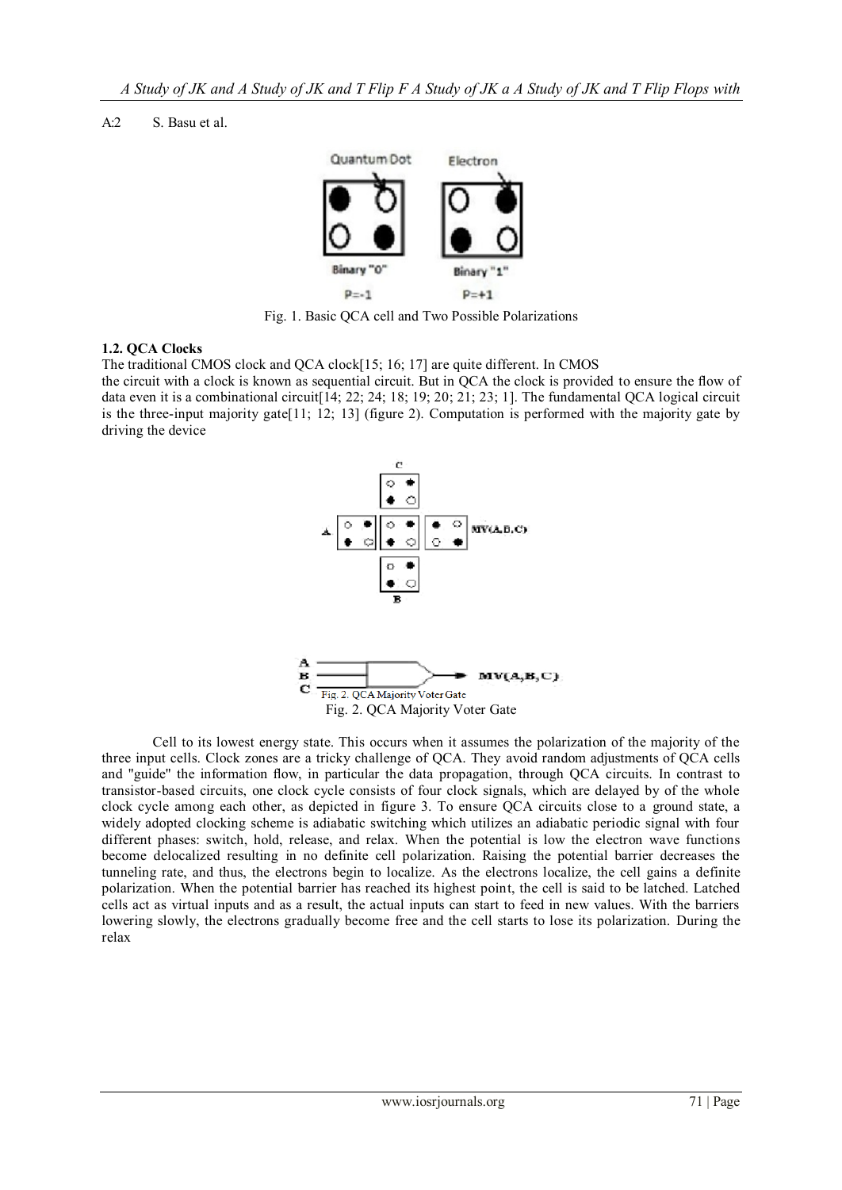Fig. 1. Basic QCA cell and Two Possible Polarizations

### 1.2. QCA Clocks

The traditional CMOS clock and QCA clock[15; 16; 17] are quite different. In CMOS
the circuit with a clock is known as sequential circuit. But in QCA the clock is provided to ensure the flow of data even it is a combinational circuit[14; 22; 24; 18; 19; 20; 21; 23; 1]. The fundamental QCA logical circuit is the three-input majority gate[11; 12; 13] (figure 2). Computation is performed with the majority gate by driving the device

Fig. 2. QCA Majority Voter Gate

Cell to its lowest energy state. This occurs when it assumes the polarization of the majority of the three input cells. Clock zones are a tricky challenge of QCA. They avoid random adjustments of QCA cells and "guide" the information flow, in particular the data propagation, through QCA circuits. In contrast to transistor-based circuits, one clock cycle consists of four clock signals, which are delayed by of the whole clock cycle among each other, as depicted in figure 3. To ensure QCA circuits close to a ground state, a widely adopted clocking scheme is adiabatic switching which utilizes an adiabatic periodic signal with four different phases: switch, hold, release, and relax. When the potential is low the electron wave functions become delocalized resulting in no definite cell polarization. Raising the potential barrier decreases the tunneling rate, and thus, the electrons begin to localize. As the electrons localize, the cell gains a definite polarization. When the potential barrier has reached its highest point, the cell is said to be latched. Latched cells act as virtual inputs and as a result, the actual inputs can start to feed in new values. With the barriers lowering slowly, the electrons gradually become free and the cell starts to lose its polarization. During the relax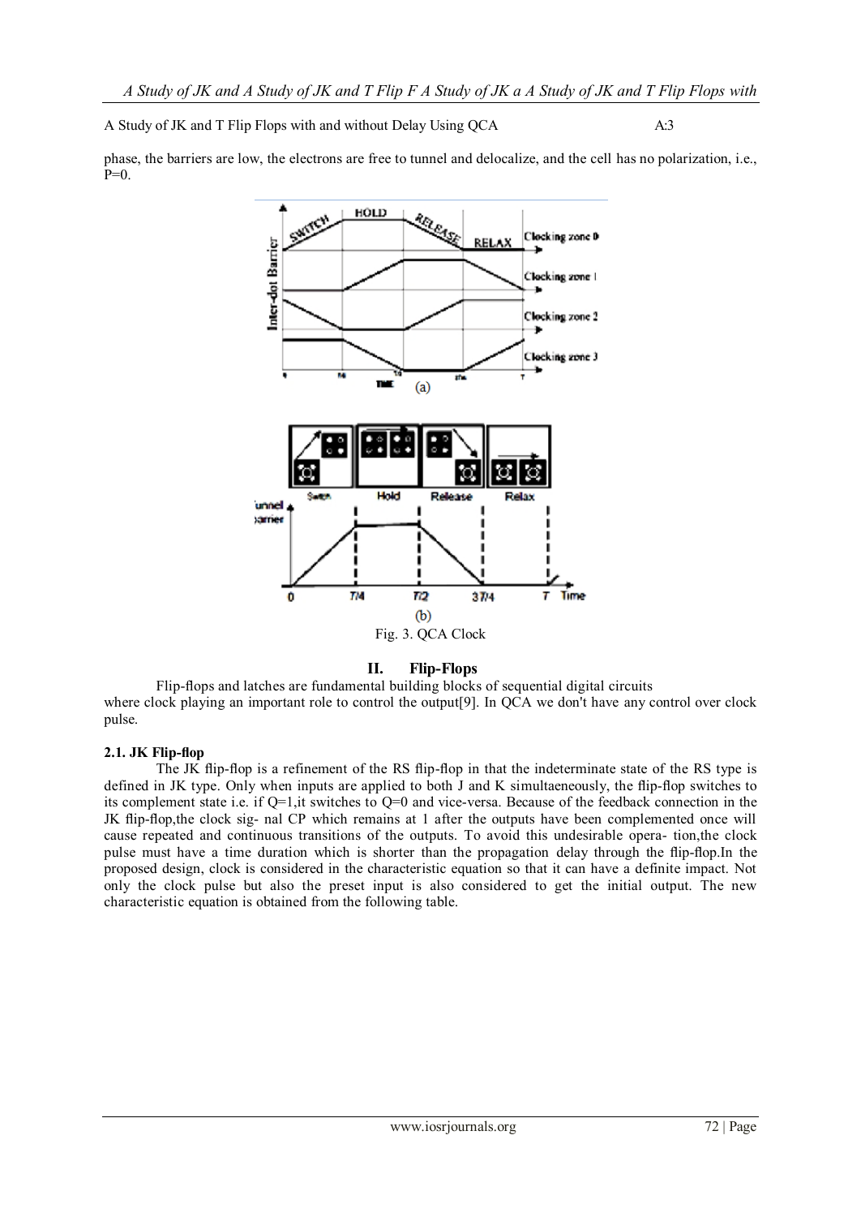phase, the barriers are low, the electrons are free to tunnel and delocalize, and the cell has no polarization, i.e., P=0.

Fig. 3. QCA Clock

## II. Flip-Flops

Flip-flops and latches are fundamental building blocks of sequential digital circuits where clock playing an important role to control the output[9]. In QCA we don't have any control over clock pulse.

### 2.1. JK Flip-flop

The JK flip-flop is a refinement of the RS flip-flop in that the indeterminate state of the RS type is defined in JK type. Only when inputs are applied to both J and K simultaeneously, the flip-flop switches to its complement state i.e. if Q=1,it switches to Q=0 and vice-versa. Because of the feedback connection in the JK flip-flop,the clock sig- nal CP which remains at 1 after the outputs have been complemented once will cause repeated and continuous transitions of the outputs. To avoid this undesirable opera- tion,the clock pulse must have a time duration which is shorter than the propagation delay through the flip-flop.In the proposed design, clock is considered in the characteristic equation so that it can have a definite impact. Not only the clock pulse but also the preset input is also considered to get the initial output. The new characteristic equation is obtained from the following table.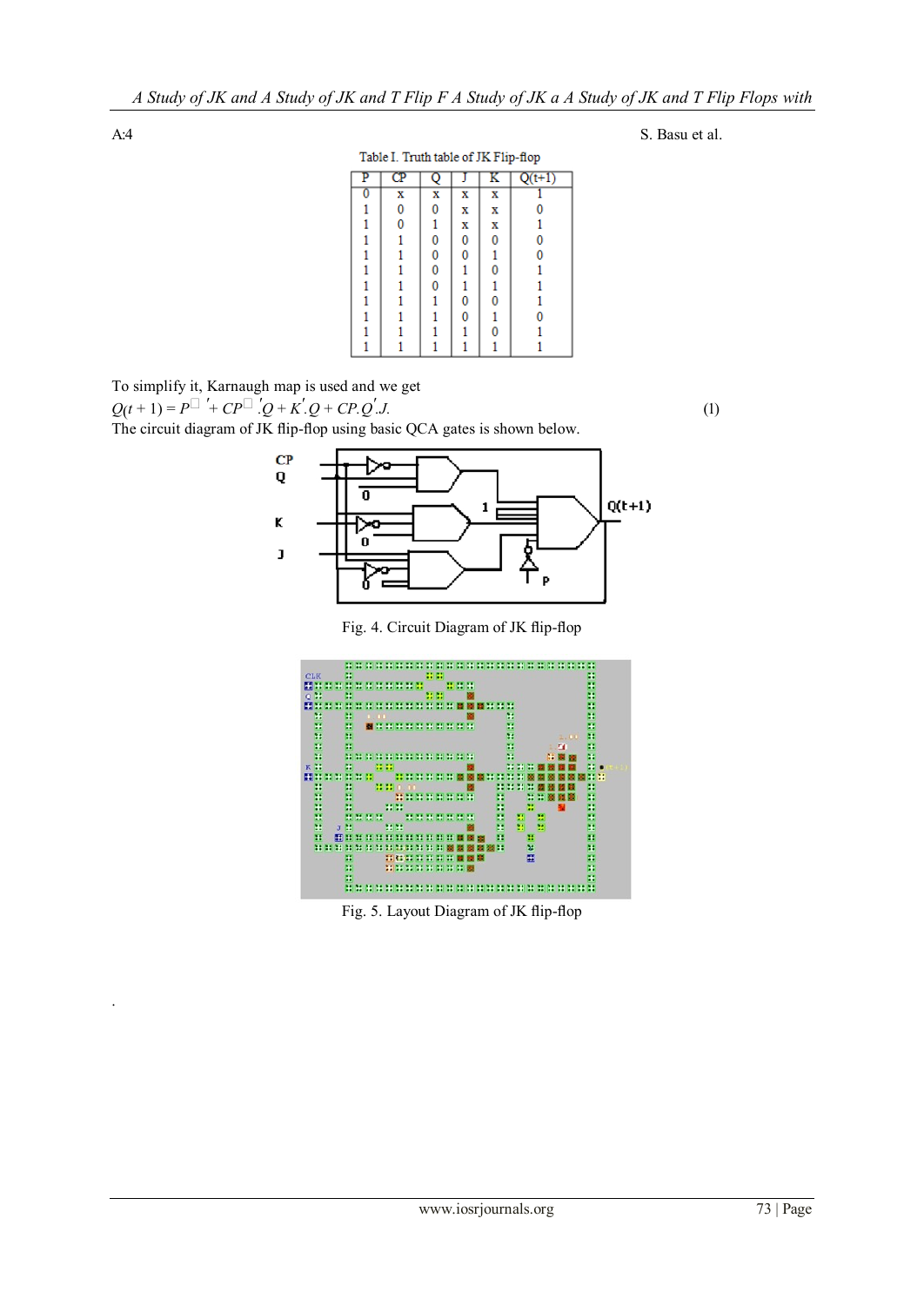Table I. Truth table of JK Flip-flop

| P | CP | Q | J | K | Q(t+1) |
|---|---|---|---|---|---|
| 0 | x | x | x | x | 1 |
| 1 | 0 | 0 | x | x | 0 |
| 1 | 0 | 1 | x | x | 1 |
| 1 | 1 | 0 | 0 | 0 | 0 |
| 1 | 1 | 0 | 0 | 1 | 0 |
| 1 | 1 | 0 | 1 | 0 | 1 |
| 1 | 1 | 0 | 1 | 1 | 1 |
| 1 | 1 | 1 | 0 | 0 | 1 |
| 1 | 1 | 1 | 0 | 1 | 0 |
| 1 | 1 | 1 | 1 | 0 | 1 |
| 1 | 1 | 1 | 1 | 1 | 1 |

To simplify it, Karnaugh map is used and we get

$$Q(t+1) = P' + CP'.Q + K'.Q + CP.Q'.J. \quad (1)$$

The circuit diagram of JK flip-flop using basic QCA gates is shown below.

Fig. 4. Circuit Diagram of JK flip-flop

Fig. 5. Layout Diagram of JK flip-flop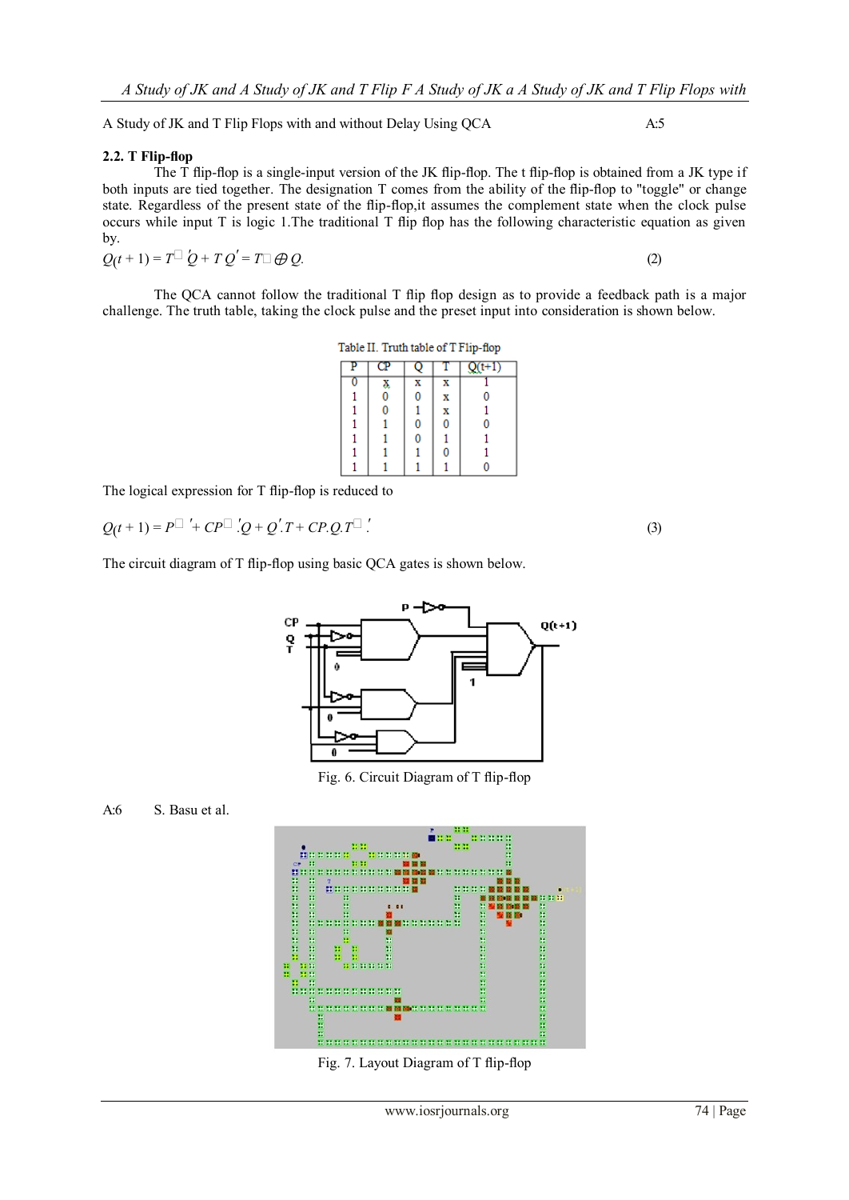A Study of JK and T Flip Flops with and without Delay Using QCA

### 2.2. T Flip-flop

The T flip-flop is a single-input version of the JK flip-flop. The t flip-flop is obtained from a JK type if both inputs are tied together. The designation T comes from the ability of the flip-flop to "toggle" or change state. Regardless of the present state of the flip-flop,it assumes the complement state when the clock pulse occurs while input T is logic 1.The traditional T flip flop has the following characteristic equation as given by.

$$Q(t+1) = T'Q + TQ' = T \oplus Q. \tag{2}$$

The QCA cannot follow the traditional T flip flop design as to provide a feedback path is a major challenge. The truth table, taking the clock pulse and the preset input into consideration is shown below.

Table II. Truth table of T Flip-flop

| P | CP | Q | T | Q(t+1) |
|---|---|---|---|---|
| 0 | x | x | x | 1 |
| 1 | 0 | 0 | x | 0 |
| 1 | 0 | 1 | x | 1 |
| 1 | 1 | 0 | 0 | 0 |
| 1 | 1 | 0 | 1 | 1 |
| 1 | 1 | 1 | 0 | 1 |
| 1 | 1 | 1 | 1 | 0 |

The logical expression for T flip-flop is reduced to

$$Q(t+1) = P' + CP'.Q + Q'.T + CP.Q.T'. \tag{3}$$

The circuit diagram of T flip-flop using basic QCA gates is shown below.

Fig. 6. Circuit Diagram of T flip-flop

Fig. 7. Layout Diagram of T flip-flop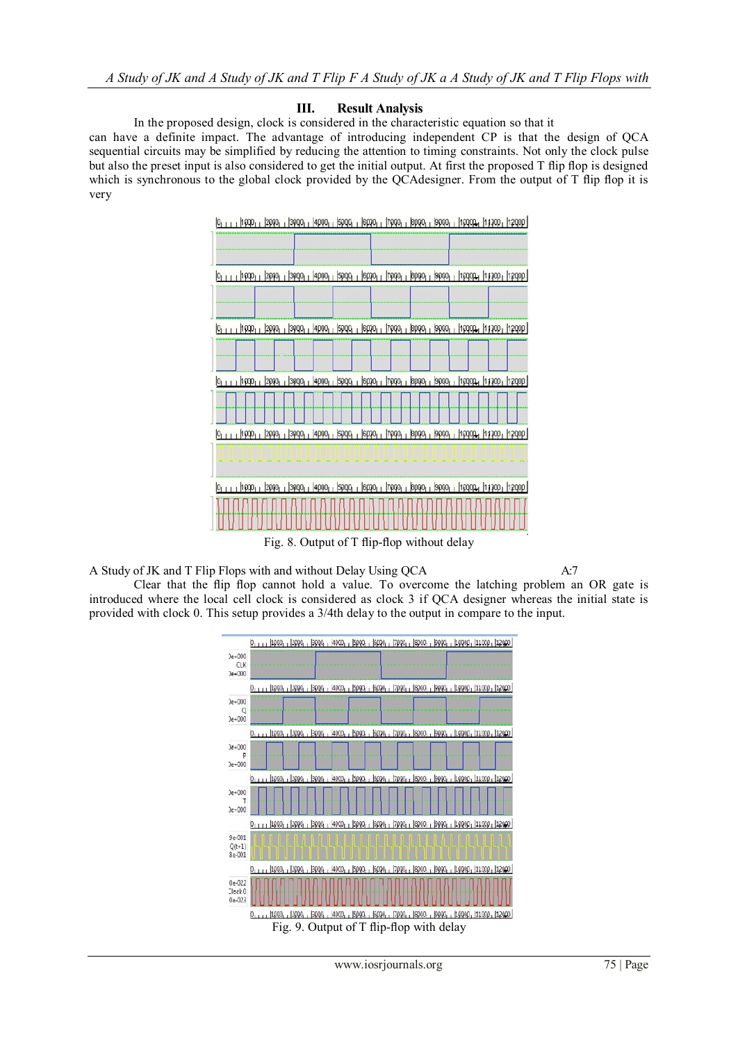## III. Result Analysis

In the proposed design, clock is considered in the characteristic equation so that it can have a definite impact. The advantage of introducing independent CP is that the design of QCA sequential circuits may be simplified by reducing the attention to timing constraints. Not only the clock pulse but also the preset input is also considered to get the initial output. At first the proposed T flip flop is designed which is synchronous to the global clock provided by the QCAdesigner. From the output of T flip flop it is very

Fig. 8. Output of T flip-flop without delay

Clear that the flip flop cannot hold a value. To overcome the latching problem an OR gate is introduced where the local cell clock is considered as clock 3 if QCA designer whereas the initial state is provided with clock 0. This setup provides a 3/4th delay to the output in compare to the input.

Fig. 9. Output of T flip-flop with delay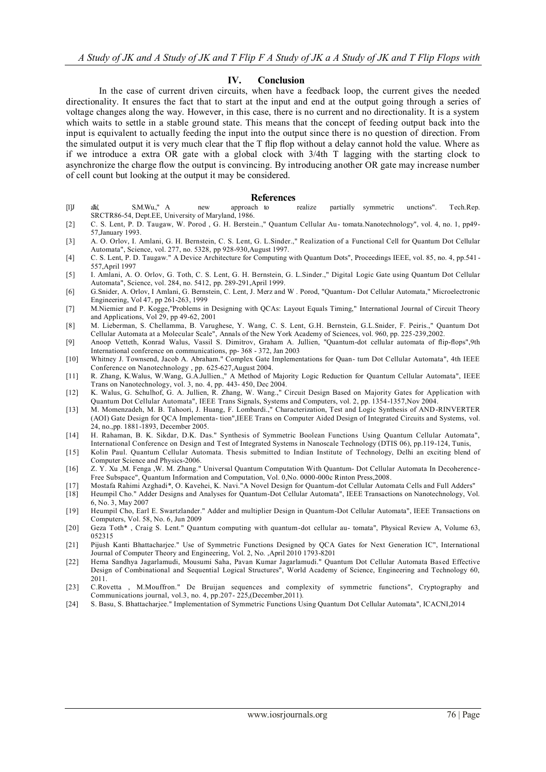## IV. Conclusion

In the case of current driven circuits, when have a feedback loop, the current gives the needed directionality. It ensures the fact that to start at the input and end at the output going through a series of voltage changes along the way. However, in this case, there is no current and no directionality. It is a system which waits to settle in a stable ground state. This means that the concept of feeding output back into the input is equivalent to actually feeding the input into the output since there is no question of direction. From the simulated output it is very much clear that the T flip flop without a delay cannot hold the value. Where as if we introduce a extra OR gate with a global clock with 3/4th T lagging with the starting clock to asynchronize the charge flow the output is convincing. By introducing another OR gate may increase number of cell count but looking at the output it may be considered.

## References

[1] a'a', S.M.Wu.," A new approach to realize partially symmetric unctions". Tech.Rep. SRCTR86-54, Dept.EE, University of Maryland, 1986.

[2] C. S. Lent, P. D. Taugaw, W. Porod , G. H. Berstein.," Quantum Cellular Au- tomata.Nanotechnology", vol. 4, no. 1, pp49-57,January 1993.

[3] A. O. Orlov, I. Amlani, G. H. Bernstein, C. S. Lent, G. L.Sinder.," Realization of a Functional Cell for Quantum Dot Cellular Automata", Science, vol. 277, no. 5328, pp 928-930,August 1997.

[4] C. S. Lent, P. D. Taugaw." A Device Architecture for Computing with Quantum Dots", Proceedings IEEE, vol. 85, no. 4, pp.541-557,April 1997

[5] I. Amlani, A. O. Orlov, G. Toth, C. S. Lent, G. H. Bernstein, G. L.Sinder.," Digital Logic Gate using Quantum Dot Cellular Automata", Science, vol. 284, no. 5412, pp. 289-291,April 1999.

[6] G.Snider, A. Orlov, I Amlani, G. Bernstein, C. Lent, J. Merz and W . Porod, "Quantum- Dot Cellular Automata," Microelectronic Engineering, Vol 47, pp 261-263, 1999

[7] M.Niemier and P. Kogge,"Problems in Designing with QCAs: Layout Equals Timing," International Journal of Circuit Theory and Applications, Vol 29, pp 49-62, 2001

[8] M. Lieberman, S. Chellamma, B. Varughese, Y. Wang, C. S. Lent, G.H. Bernstein, G.L.Snider, F. Peiris.," Quantum Dot Cellular Automata at a Molecular Scale", Annals of the New York Academy of Sciences, vol. 960, pp. 225-239,2002.

[9] Anoop Vetteth, Konrad Walus, Vassil S. Dimitrov, Graham A. Jullien, "Quantum-dot cellular automata of flip-flops",9th International conference on communications, pp- 368 - 372, Jan 2003

[10] Whitney J. Townsend, Jacob A. Abraham." Complex Gate Implementations for Quan- tum Dot Cellular Automata", 4th IEEE Conference on Nanotechnology , pp. 625-627,August 2004.

[11] R. Zhang, K.Walus, W.Wang, G.A.Jullien.," A Method of Majority Logic Reduction for Quantum Cellular Automata", IEEE Trans on Nanotechnology, vol. 3, no. 4, pp. 443- 450, Dec 2004.

[12] K. Walus, G. Schulhof, G. A. Jullien, R. Zhang, W. Wang.," Circuit Design Based on Majority Gates for Application with Quantum Dot Cellular Automata", IEEE Trans Signals, Systems and Computers, vol. 2, pp. 1354-1357,Nov 2004.

[13] M. Momenzadeh, M. B. Tahoori, J. Huang, F. Lombardi.," Characterization, Test and Logic Synthesis of AND-RINVERTER (AOI) Gate Design for QCA Implementa- tion",IEEE Trans on Computer Aided Design of Integrated Circuits and Systems, vol. 24, no.,pp. 1881-1893, December 2005.

[14] H. Rahaman, B. K. Sikdar, D.K. Das." Synthesis of Symmetric Boolean Functions Using Quantum Cellular Automata", International Conference on Design and Test of Integrated Systems in Nanoscale Technology (DTIS 06), pp.119-124, Tunis,

[15] Kolin Paul. Quantum Cellular Automata. Thesis submitted to Indian Institute of Technology, Delhi an exciting blend of Computer Science and Physics-2006.

[16] Z. Y. Xu ,M. Fenga ,W. M. Zhang." Universal Quantum Computation With Quantum- Dot Cellular Automata In Decoherence-Free Subspace", Quantum Information and Computation, Vol. 0,No. 0000-000c Rinton Press,2008.

[17] Mostafa Rahimi Azghadi\*, O. Kavehei, K. Navi."A Novel Design for Quantum-dot Cellular Automata Cells and Full Adders"

[18] Heumpil Cho." Adder Designs and Analyses for Quantum-Dot Cellular Automata", IEEE Transactions on Nanotechnology, Vol. 6, No. 3, May 2007

[19] Heumpil Cho, Earl E. Swartzlander." Adder and multiplier Design in Quantum-Dot Cellular Automata", IEEE Transactions on Computers, Vol. 58, No. 6, Jun 2009

[20] Geza Toth\* , Craig S. Lent." Quantum computing with quantum-dot cellular au- tomata", Physical Review A, Volume 63, 052315

[21] Pijush Kanti Bhattacharjee." Use of Symmetric Functions Designed by QCA Gates for Next Generation IC", International Journal of Computer Theory and Engineering, Vol. 2, No. ,April 2010 1793-8201

[22] Hema Sandhya Jagarlamudi, Mousumi Saha, Pavan Kumar Jagarlamudi." Quantum Dot Cellular Automata Based Effective Design of Combinational and Sequential Logical Structures", World Academy of Science, Engineering and Technology 60, 2011.

[23] C.Rovetta , M.Mouffron." De Bruijan sequences and complexity of symmetric functions", Cryptography and Communications journal, vol.3, no. 4, pp.207- 225,(December,2011).

[24] S. Basu, S. Bhattacharjee." Implementation of Symmetric Functions Using Quantum Dot Cellular Automata", ICACNI,2014